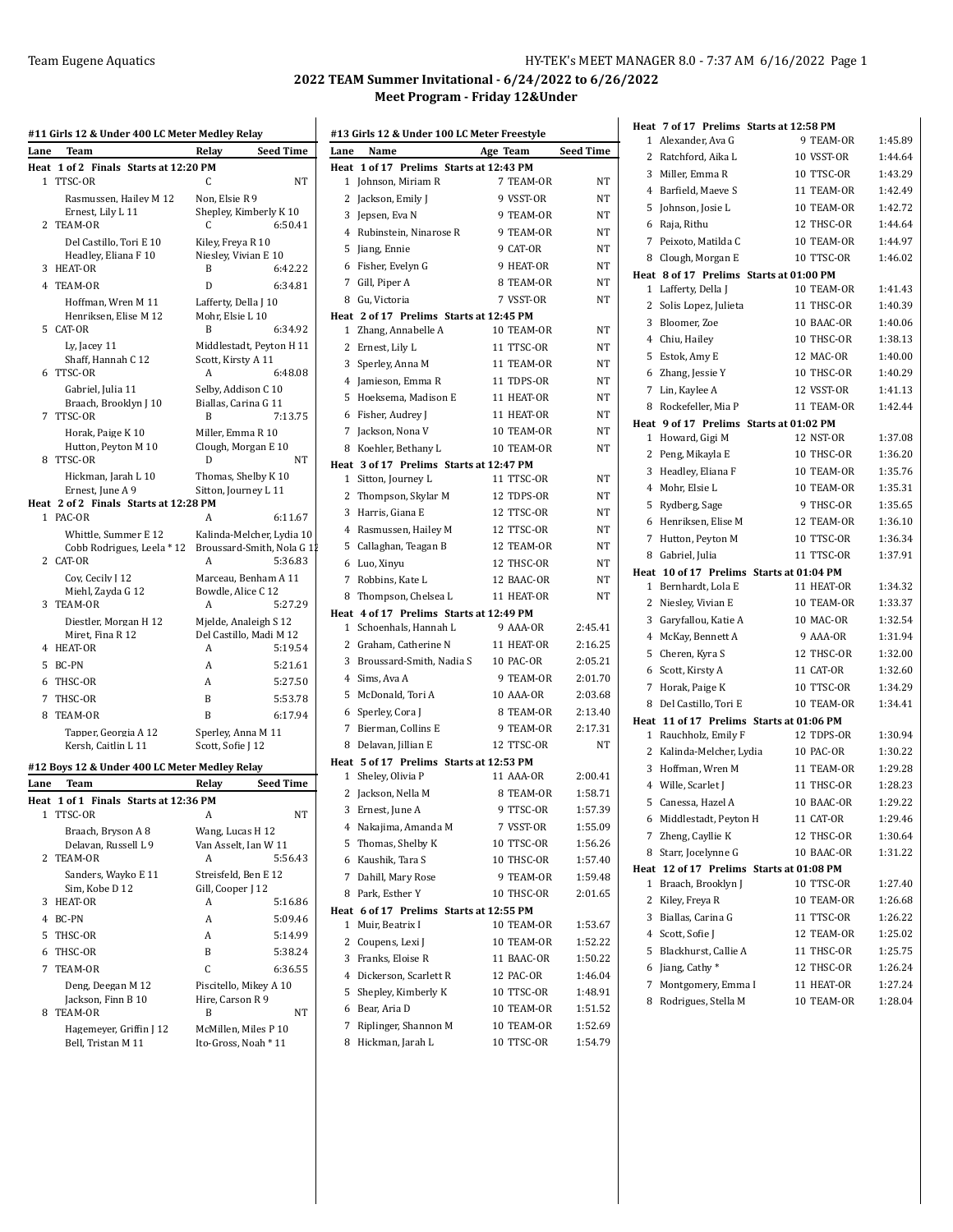## 2022 TEAM Summer Invitational - 6/24/2022 to 6/26/2022
### Meet Program - Friday 12&Under

#### #11 Girls 12 & Under 400 LC Meter Medley Relay

| Lane | Team | Relay | Seed Time |
|---|---|---|---|
| **Heat 1 of 2 Finals Starts at 12:20 PM** | | | |
| 1 | TTSC-OR | C | NT |
| | Rasmussen, Hailey M 12 | Non, Elsie R 9 | |
| | Ernest, Lily L 11 | Shepley, Kimberly K 10 | |
| 2 | TEAM-OR | C | 6:50.41 |
| | Del Castillo, Tori E 10 | Kiley, Freya R 10 | |
| | Headley, Eliana F 10 | Niesley, Vivian E 10 | |
| 3 | HEAT-OR | B | 6:42.22 |
| 4 | TEAM-OR | D | 6:34.81 |
| | Hoffman, Wren M 11 | Lafferty, Della J 10 | |
| | Henriksen, Elise M 12 | Mohr, Elsie L 10 | |
| 5 | CAT-OR | B | 6:34.92 |
| | Ly, Jacey 11 | Middlestadt, Peyton H 11 | |
| | Shaff, Hannah C 12 | Scott, Kirsty A 11 | |
| 6 | TTSC-OR | A | 6:48.08 |
| | Gabriel, Julia 11 | Selby, Addison C 10 | |
| | Braach, Brooklyn J 10 | Biallas, Carina G 11 | |
| 7 | TTSC-OR | B | 7:13.75 |
| | Horak, Paige K 10 | Miller, Emma R 10 | |
| | Hutton, Peyton M 10 | Clough, Morgan E 10 | |
| 8 | TTSC-OR | D | NT |
| | Hickman, Jarah L 10 | Thomas, Shelby K 10 | |
| | Ernest, June A 9 | Sitton, Journey L 11 | |
| **Heat 2 of 2 Finals Starts at 12:28 PM** | | | |
| 1 | PAC-OR | A | 6:11.67 |
| | Whittle, Summer E 12 | Kalinda-Melcher, Lydia 10 | |
| | Cobb Rodrigues, Leela * 12 | Broussard-Smith, Nola G 12 | |
| 2 | CAT-OR | A | 5:36.83 |
| | Coy, Cecily J 12 | Marceau, Benham A 11 | |
| | Miehl, Zayda G 12 | Bowdle, Alice C 12 | |
| 3 | TEAM-OR | A | 5:27.29 |
| | Diestler, Morgan H 12 | Mjelde, Analeigh S 12 | |
| | Miret, Fina R 12 | Del Castillo, Madi M 12 | |
| 4 | HEAT-OR | A | 5:19.54 |
| 5 | BC-PN | A | 5:21.61 |
| 6 | THSC-OR | A | 5:27.50 |
| 7 | THSC-OR | B | 5:53.78 |
| 8 | TEAM-OR | B | 6:17.94 |
| | Tapper, Georgia A 12 | Sperley, Anna M 11 | |
| | Kersh, Caitlin L 11 | Scott, Sofie J 12 | |

#### #12 Boys 12 & Under 400 LC Meter Medley Relay

| Lane | Team | Relay | Seed Time |
|---|---|---|---|
| **Heat 1 of 1 Finals Starts at 12:36 PM** | | | |
| 1 | TTSC-OR | A | NT |
| | Braach, Bryson A 8 | Wang, Lucas H 12 | |
| | Delavan, Russell L 9 | Van Asselt, Ian W 11 | |
| 2 | TEAM-OR | A | 5:56.43 |
| | Sanders, Wayko E 11 | Streisfeld, Ben E 12 | |
| | Sim, Kobe D 12 | Gill, Cooper J 12 | |
| 3 | HEAT-OR | A | 5:16.86 |
| 4 | BC-PN | A | 5:09.46 |
| 5 | THSC-OR | A | 5:14.99 |
| 6 | THSC-OR | B | 5:38.24 |
| 7 | TEAM-OR | C | 6:36.55 |
| | Deng, Deegan M 12 | Piscitello, Mikey A 10 | |
| | Jackson, Finn B 10 | Hire, Carson R 9 | |
| 8 | TEAM-OR | B | NT |
| | Hagemeyer, Griffin J 12 | McMillen, Miles P 10 | |
| | Bell, Tristan M 11 | Ito-Gross, Noah * 11 | |

#### #13 Girls 12 & Under 100 LC Meter Freestyle

| Lane | Name | Age | Team | Seed Time |
|---|---|---|---|---|
| **Heat 1 of 17 Prelims Starts at 12:43 PM** | | | | |
| 1 | Johnson, Miriam R | 7 | TEAM-OR | NT |
| 2 | Jackson, Emily J | 9 | VSST-OR | NT |
| 3 | Jepsen, Eva N | 9 | TEAM-OR | NT |
| 4 | Rubinstein, Ninarose R | 9 | TEAM-OR | NT |
| 5 | Jiang, Ennie | 9 | CAT-OR | NT |
| 6 | Fisher, Evelyn G | 9 | HEAT-OR | NT |
| 7 | Gill, Piper A | 8 | TEAM-OR | NT |
| 8 | Gu, Victoria | 7 | VSST-OR | NT |
| **Heat 2 of 17 Prelims Starts at 12:45 PM** | | | | |
| 1 | Zhang, Annabelle A | 10 | TEAM-OR | NT |
| 2 | Ernest, Lily L | 11 | TTSC-OR | NT |
| 3 | Sperley, Anna M | 11 | TEAM-OR | NT |
| 4 | Jamieson, Emma R | 11 | TDPS-OR | NT |
| 5 | Hoeksema, Madison E | 11 | HEAT-OR | NT |
| 6 | Fisher, Audrey J | 11 | HEAT-OR | NT |
| 7 | Jackson, Nona V | 10 | TEAM-OR | NT |
| 8 | Koehler, Bethany L | 10 | TEAM-OR | NT |
| **Heat 3 of 17 Prelims Starts at 12:47 PM** | | | | |
| 1 | Sitton, Journey L | 11 | TTSC-OR | NT |
| 2 | Thompson, Skylar M | 12 | TDPS-OR | NT |
| 3 | Harris, Giana E | 12 | TTSC-OR | NT |
| 4 | Rasmussen, Hailey M | 12 | TTSC-OR | NT |
| 5 | Callaghan, Teagan B | 12 | TEAM-OR | NT |
| 6 | Luo, Xinyu | 12 | THSC-OR | NT |
| 7 | Robbins, Kate L | 12 | BAAC-OR | NT |
| 8 | Thompson, Chelsea L | 11 | HEAT-OR | NT |
| **Heat 4 of 17 Prelims Starts at 12:49 PM** | | | | |
| 1 | Schoenhals, Hannah L | 9 | AAA-OR | 2:45.41 |
| 2 | Graham, Catherine N | 11 | HEAT-OR | 2:16.25 |
| 3 | Broussard-Smith, Nadia S | 10 | PAC-OR | 2:05.21 |
| 4 | Sims, Ava A | 9 | TEAM-OR | 2:01.70 |
| 5 | McDonald, Tori A | 10 | AAA-OR | 2:03.68 |
| 6 | Sperley, Cora J | 8 | TEAM-OR | 2:13.40 |
| 7 | Bierman, Collins E | 9 | TEAM-OR | 2:17.31 |
| 8 | Delavan, Jillian E | 12 | TTSC-OR | NT |
| **Heat 5 of 17 Prelims Starts at 12:53 PM** | | | | |
| 1 | Sheley, Olivia P | 11 | AAA-OR | 2:00.41 |
| 2 | Jackson, Nella M | 8 | TEAM-OR | 1:58.71 |
| 3 | Ernest, June A | 9 | TTSC-OR | 1:57.39 |
| 4 | Nakajima, Amanda M | 7 | VSST-OR | 1:55.09 |
| 5 | Thomas, Shelby K | 10 | TTSC-OR | 1:56.26 |
| 6 | Kaushik, Tara S | 10 | THSC-OR | 1:57.40 |
| 7 | Dahill, Mary Rose | 9 | TEAM-OR | 1:59.48 |
| 8 | Park, Esther Y | 10 | THSC-OR | 2:01.65 |
| **Heat 6 of 17 Prelims Starts at 12:55 PM** | | | | |
| 1 | Muir, Beatrix I | 10 | TEAM-OR | 1:53.67 |
| 2 | Coupens, Lexi J | 10 | TEAM-OR | 1:52.22 |
| 3 | Franks, Eloise R | 11 | BAAC-OR | 1:50.22 |
| 4 | Dickerson, Scarlett R | 12 | PAC-OR | 1:46.04 |
| 5 | Shepley, Kimberly K | 10 | TTSC-OR | 1:48.91 |
| 6 | Bear, Aria D | 10 | TEAM-OR | 1:51.52 |
| 7 | Riplinger, Shannon M | 10 | TEAM-OR | 1:52.69 |
| 8 | Hickman, Jarah L | 10 | TTSC-OR | 1:54.79 |
| **Heat 7 of 17 Prelims Starts at 12:58 PM** | | | | |
| 1 | Alexander, Ava G | 9 | TEAM-OR | 1:45.89 |
| 2 | Ratchford, Aika L | 10 | VSST-OR | 1:44.64 |
| 3 | Miller, Emma R | 10 | TTSC-OR | 1:43.29 |
| 4 | Barfield, Maeve S | 11 | TEAM-OR | 1:42.49 |
| 5 | Johnson, Josie L | 10 | TEAM-OR | 1:42.72 |
| 6 | Raja, Rithu | 12 | THSC-OR | 1:44.64 |
| 7 | Peixoto, Matilda C | 10 | TEAM-OR | 1:44.97 |
| 8 | Clough, Morgan E | 10 | TTSC-OR | 1:46.02 |
| **Heat 8 of 17 Prelims Starts at 01:00 PM** | | | | |
| 1 | Lafferty, Della J | 10 | TEAM-OR | 1:41.43 |
| 2 | Solis Lopez, Julieta | 11 | THSC-OR | 1:40.39 |
| 3 | Bloomer, Zoe | 10 | BAAC-OR | 1:40.06 |
| 4 | Chiu, Hailey | 10 | THSC-OR | 1:38.13 |
| 5 | Estok, Amy E | 12 | MAC-OR | 1:40.00 |
| 6 | Zhang, Jessie Y | 10 | THSC-OR | 1:40.29 |
| 7 | Lin, Kaylee A | 12 | VSST-OR | 1:41.13 |
| 8 | Rockefeller, Mia P | 11 | TEAM-OR | 1:42.44 |
| **Heat 9 of 17 Prelims Starts at 01:02 PM** | | | | |
| 1 | Howard, Gigi M | 12 | NST-OR | 1:37.08 |
| 2 | Peng, Mikayla E | 10 | THSC-OR | 1:36.20 |
| 3 | Headley, Eliana F | 10 | TEAM-OR | 1:35.76 |
| 4 | Mohr, Elsie L | 10 | TEAM-OR | 1:35.31 |
| 5 | Rydberg, Sage | 9 | THSC-OR | 1:35.65 |
| 6 | Henriksen, Elise M | 12 | TEAM-OR | 1:36.10 |
| 7 | Hutton, Peyton M | 10 | TTSC-OR | 1:36.34 |
| 8 | Gabriel, Julia | 11 | TTSC-OR | 1:37.91 |
| **Heat 10 of 17 Prelims Starts at 01:04 PM** | | | | |
| 1 | Bernhardt, Lola E | 11 | HEAT-OR | 1:34.32 |
| 2 | Niesley, Vivian E | 10 | TEAM-OR | 1:33.37 |
| 3 | Garyfallou, Katie A | 10 | MAC-OR | 1:32.54 |
| 4 | McKay, Bennett A | 9 | AAA-OR | 1:31.94 |
| 5 | Cheren, Kyra S | 12 | THSC-OR | 1:32.00 |
| 6 | Scott, Kirsty A | 11 | CAT-OR | 1:32.60 |
| 7 | Horak, Paige K | 10 | TTSC-OR | 1:34.29 |
| 8 | Del Castillo, Tori E | 10 | TEAM-OR | 1:34.41 |
| **Heat 11 of 17 Prelims Starts at 01:06 PM** | | | | |
| 1 | Rauchholz, Emily F | 12 | TDPS-OR | 1:30.94 |
| 2 | Kalinda-Melcher, Lydia | 10 | PAC-OR | 1:30.22 |
| 3 | Hoffman, Wren M | 11 | TEAM-OR | 1:29.28 |
| 4 | Wille, Scarlet J | 11 | THSC-OR | 1:28.23 |
| 5 | Canessa, Hazel A | 10 | BAAC-OR | 1:29.22 |
| 6 | Middlestadt, Peyton H | 11 | CAT-OR | 1:29.46 |
| 7 | Zheng, Cayllie K | 12 | THSC-OR | 1:30.64 |
| 8 | Starr, Jocelynne G | 10 | BAAC-OR | 1:31.22 |
| **Heat 12 of 17 Prelims Starts at 01:08 PM** | | | | |
| 1 | Braach, Brooklyn J | 10 | TTSC-OR | 1:27.40 |
| 2 | Kiley, Freya R | 10 | TEAM-OR | 1:26.68 |
| 3 | Biallas, Carina G | 11 | TTSC-OR | 1:26.22 |
| 4 | Scott, Sofie J | 12 | TEAM-OR | 1:25.02 |
| 5 | Blackhurst, Callie A | 11 | THSC-OR | 1:25.75 |
| 6 | Jiang, Cathy * | 12 | THSC-OR | 1:26.24 |
| 7 | Montgomery, Emma I | 11 | HEAT-OR | 1:27.24 |
| 8 | Rodrigues, Stella M | 10 | TEAM-OR | 1:28.04 |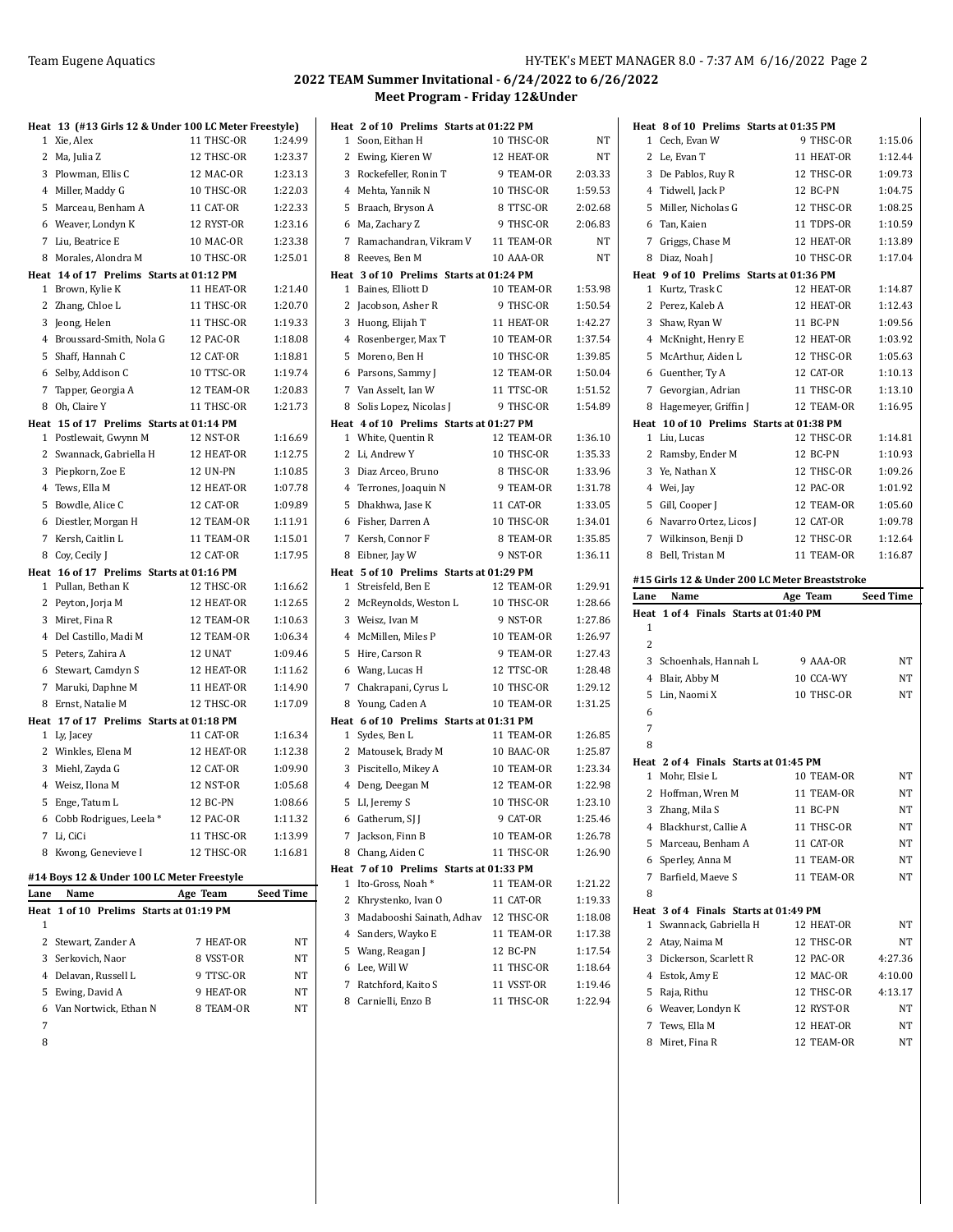## 2022 TEAM Summer Invitational - 6/24/2022 to 6/26/2022
### Meet Program - Friday 12&Under

**Heat 13 (#13 Girls 12 & Under 100 LC Meter Freestyle)**

| Lane | Name | Age | Team | Seed Time |
|---|---|---|---|---|
| 1 | Xie, Alex | 11 | THSC-OR | 1:24.99 |
| 2 | Ma, Julia Z | 12 | THSC-OR | 1:23.37 |
| 3 | Plowman, Ellis C | 12 | MAC-OR | 1:23.13 |
| 4 | Miller, Maddy G | 10 | THSC-OR | 1:22.03 |
| 5 | Marceau, Benham A | 11 | CAT-OR | 1:22.33 |
| 6 | Weaver, Londyn K | 12 | RYST-OR | 1:23.16 |
| 7 | Liu, Beatrice E | 10 | MAC-OR | 1:23.38 |
| 8 | Morales, Alondra M | 10 | THSC-OR | 1:25.01 |

**Heat 14 of 17 Prelims Starts at 01:12 PM**

| Lane | Name | Age | Team | Seed Time |
|---|---|---|---|---|
| 1 | Brown, Kylie K | 11 | HEAT-OR | 1:21.40 |
| 2 | Zhang, Chloe L | 11 | THSC-OR | 1:20.70 |
| 3 | Jeong, Helen | 11 | THSC-OR | 1:19.33 |
| 4 | Broussard-Smith, Nola G | 12 | PAC-OR | 1:18.08 |
| 5 | Shaff, Hannah C | 12 | CAT-OR | 1:18.81 |
| 6 | Selby, Addison C | 10 | TTSC-OR | 1:19.74 |
| 7 | Tapper, Georgia A | 12 | TEAM-OR | 1:20.83 |
| 8 | Oh, Claire Y | 11 | THSC-OR | 1:21.73 |

**Heat 15 of 17 Prelims Starts at 01:14 PM**

| Lane | Name | Age | Team | Seed Time |
|---|---|---|---|---|
| 1 | Postlewait, Gwynn M | 12 | NST-OR | 1:16.69 |
| 2 | Swannack, Gabriella H | 12 | HEAT-OR | 1:12.75 |
| 3 | Piepkorn, Zoe E | 12 | UN-PN | 1:10.85 |
| 4 | Tews, Ella M | 12 | HEAT-OR | 1:07.78 |
| 5 | Bowdle, Alice C | 12 | CAT-OR | 1:09.89 |
| 6 | Diestler, Morgan H | 12 | TEAM-OR | 1:11.91 |
| 7 | Kersh, Caitlin L | 11 | TEAM-OR | 1:15.01 |
| 8 | Coy, Cecily J | 12 | CAT-OR | 1:17.95 |

**Heat 16 of 17 Prelims Starts at 01:16 PM**

| Lane | Name | Age | Team | Seed Time |
|---|---|---|---|---|
| 1 | Pullan, Bethan K | 12 | THSC-OR | 1:16.62 |
| 2 | Peyton, Jorja M | 12 | HEAT-OR | 1:12.65 |
| 3 | Miret, Fina R | 12 | TEAM-OR | 1:10.63 |
| 4 | Del Castillo, Madi M | 12 | TEAM-OR | 1:06.34 |
| 5 | Peters, Zahira A | 12 | UNAT | 1:09.46 |
| 6 | Stewart, Camdyn S | 12 | HEAT-OR | 1:11.62 |
| 7 | Maruki, Daphne M | 11 | HEAT-OR | 1:14.90 |
| 8 | Ernst, Natalie M | 12 | THSC-OR | 1:17.09 |

**Heat 17 of 17 Prelims Starts at 01:18 PM**

| Lane | Name | Age | Team | Seed Time |
|---|---|---|---|---|
| 1 | Ly, Jacey | 11 | CAT-OR | 1:16.34 |
| 2 | Winkles, Elena M | 12 | HEAT-OR | 1:12.38 |
| 3 | Miehl, Zayda G | 12 | CAT-OR | 1:09.90 |
| 4 | Weisz, Ilona M | 12 | NST-OR | 1:05.68 |
| 5 | Enge, Tatum L | 12 | BC-PN | 1:08.66 |
| 6 | Cobb Rodrigues, Leela * | 12 | PAC-OR | 1:11.32 |
| 7 | Li, CiCi | 11 | THSC-OR | 1:13.99 |
| 8 | Kwong, Genevieve I | 12 | THSC-OR | 1:16.81 |

#### #14 Boys 12 & Under 100 LC Meter Freestyle

**Heat 1 of 10 Prelims Starts at 01:19 PM**

| Lane | Name | Age | Team | Seed Time |
|---|---|---|---|---|
| 1 | | | | |
| 2 | Stewart, Zander A | 7 | HEAT-OR | NT |
| 3 | Serkovich, Naor | 8 | VSST-OR | NT |
| 4 | Delavan, Russell L | 9 | TTSC-OR | NT |
| 5 | Ewing, David A | 9 | HEAT-OR | NT |
| 6 | Van Nortwick, Ethan N | 8 | TEAM-OR | NT |
| 7 | | | | |
| 8 | | | | |

**Heat 2 of 10 Prelims Starts at 01:22 PM**

| Lane | Name | Age | Team | Seed Time |
|---|---|---|---|---|
| 1 | Soon, Eithan H | 10 | THSC-OR | NT |
| 2 | Ewing, Kieren W | 12 | HEAT-OR | NT |
| 3 | Rockefeller, Ronin T | 9 | TEAM-OR | 2:03.33 |
| 4 | Mehta, Yannik N | 10 | THSC-OR | 1:59.53 |
| 5 | Braach, Bryson A | 8 | TTSC-OR | 2:02.68 |
| 6 | Ma, Zachary Z | 9 | THSC-OR | 2:06.83 |
| 7 | Ramachandran, Vikram V | 11 | TEAM-OR | NT |
| 8 | Reeves, Ben M | 10 | AAA-OR | NT |

**Heat 3 of 10 Prelims Starts at 01:24 PM**

| Lane | Name | Age | Team | Seed Time |
|---|---|---|---|---|
| 1 | Baines, Elliott D | 10 | TEAM-OR | 1:53.98 |
| 2 | Jacobson, Asher R | 9 | THSC-OR | 1:50.54 |
| 3 | Huong, Elijah T | 11 | HEAT-OR | 1:42.27 |
| 4 | Rosenberger, Max T | 10 | TEAM-OR | 1:37.54 |
| 5 | Moreno, Ben H | 10 | THSC-OR | 1:39.85 |
| 6 | Parsons, Sammy J | 12 | TEAM-OR | 1:50.04 |
| 7 | Van Asselt, Ian W | 11 | TTSC-OR | 1:51.52 |
| 8 | Solis Lopez, Nicolas J | 9 | THSC-OR | 1:54.89 |

**Heat 4 of 10 Prelims Starts at 01:27 PM**

| Lane | Name | Age | Team | Seed Time |
|---|---|---|---|---|
| 1 | White, Quentin R | 12 | TEAM-OR | 1:36.10 |
| 2 | Li, Andrew Y | 10 | THSC-OR | 1:35.33 |
| 3 | Diaz Arceo, Bruno | 8 | THSC-OR | 1:33.96 |
| 4 | Terrones, Joaquin N | 9 | TEAM-OR | 1:31.78 |
| 5 | Dhakhwa, Jase K | 11 | CAT-OR | 1:33.05 |
| 6 | Fisher, Darren A | 10 | THSC-OR | 1:34.01 |
| 7 | Kersh, Connor F | 8 | TEAM-OR | 1:35.85 |
| 8 | Eibner, Jay W | 9 | NST-OR | 1:36.11 |

**Heat 5 of 10 Prelims Starts at 01:29 PM**

| Lane | Name | Age | Team | Seed Time |
|---|---|---|---|---|
| 1 | Streisfeld, Ben E | 12 | TEAM-OR | 1:29.91 |
| 2 | McReynolds, Weston L | 10 | THSC-OR | 1:28.66 |
| 3 | Weisz, Ivan M | 9 | NST-OR | 1:27.86 |
| 4 | McMillen, Miles P | 10 | TEAM-OR | 1:26.97 |
| 5 | Hire, Carson R | 9 | TEAM-OR | 1:27.43 |
| 6 | Wang, Lucas H | 12 | TTSC-OR | 1:28.48 |
| 7 | Chakrapani, Cyrus L | 10 | THSC-OR | 1:29.12 |
| 8 | Young, Caden A | 10 | TEAM-OR | 1:31.25 |

**Heat 6 of 10 Prelims Starts at 01:31 PM**

| Lane | Name | Age | Team | Seed Time |
|---|---|---|---|---|
| 1 | Sydes, Ben L | 11 | TEAM-OR | 1:26.85 |
| 2 | Matousek, Brady M | 10 | BAAC-OR | 1:25.87 |
| 3 | Piscitello, Mikey A | 10 | TEAM-OR | 1:23.34 |
| 4 | Deng, Deegan M | 12 | TEAM-OR | 1:22.98 |
| 5 | LI, Jeremy S | 10 | THSC-OR | 1:23.10 |
| 6 | Gatherum, SJ J | 9 | CAT-OR | 1:25.46 |
| 7 | Jackson, Finn B | 10 | TEAM-OR | 1:26.78 |
| 8 | Chang, Aiden C | 11 | THSC-OR | 1:26.90 |

**Heat 7 of 10 Prelims Starts at 01:33 PM**

| Lane | Name | Age | Team | Seed Time |
|---|---|---|---|---|
| 1 | Ito-Gross, Noah * | 11 | TEAM-OR | 1:21.22 |
| 2 | Khrystenko, Ivan O | 11 | CAT-OR | 1:19.33 |
| 3 | Madabooshi Sainath, Adhav | 12 | THSC-OR | 1:18.08 |
| 4 | Sanders, Wayko E | 11 | TEAM-OR | 1:17.38 |
| 5 | Wang, Reagan J | 12 | BC-PN | 1:17.54 |
| 6 | Lee, Will W | 11 | THSC-OR | 1:18.64 |
| 7 | Ratchford, Kaito S | 11 | VSST-OR | 1:19.46 |
| 8 | Carnielli, Enzo B | 11 | THSC-OR | 1:22.94 |

**Heat 8 of 10 Prelims Starts at 01:35 PM**

| Lane | Name | Age | Team | Seed Time |
|---|---|---|---|---|
| 1 | Cech, Evan W | 9 | THSC-OR | 1:15.06 |
| 2 | Le, Evan T | 11 | HEAT-OR | 1:12.44 |
| 3 | De Pablos, Ruy R | 12 | THSC-OR | 1:09.73 |
| 4 | Tidwell, Jack P | 12 | BC-PN | 1:04.75 |
| 5 | Miller, Nicholas G | 12 | THSC-OR | 1:08.25 |
| 6 | Tan, Kaien | 11 | TDPS-OR | 1:10.59 |
| 7 | Griggs, Chase M | 12 | HEAT-OR | 1:13.89 |
| 8 | Diaz, Noah J | 10 | THSC-OR | 1:17.04 |

**Heat 9 of 10 Prelims Starts at 01:36 PM**

| Lane | Name | Age | Team | Seed Time |
|---|---|---|---|---|
| 1 | Kurtz, Trask C | 12 | HEAT-OR | 1:14.87 |
| 2 | Perez, Kaleb A | 12 | HEAT-OR | 1:12.43 |
| 3 | Shaw, Ryan W | 11 | BC-PN | 1:09.56 |
| 4 | McKnight, Henry E | 12 | HEAT-OR | 1:03.92 |
| 5 | McArthur, Aiden L | 12 | THSC-OR | 1:05.63 |
| 6 | Guenther, Ty A | 12 | CAT-OR | 1:10.13 |
| 7 | Gevorgian, Adrian | 11 | THSC-OR | 1:13.10 |
| 8 | Hagemeyer, Griffin J | 12 | TEAM-OR | 1:16.95 |

**Heat 10 of 10 Prelims Starts at 01:38 PM**

| Lane | Name | Age | Team | Seed Time |
|---|---|---|---|---|
| 1 | Liu, Lucas | 12 | THSC-OR | 1:14.81 |
| 2 | Ramsby, Ender M | 12 | BC-PN | 1:10.93 |
| 3 | Ye, Nathan X | 12 | THSC-OR | 1:09.26 |
| 4 | Wei, Jay | 12 | PAC-OR | 1:01.92 |
| 5 | Gill, Cooper J | 12 | TEAM-OR | 1:05.60 |
| 6 | Navarro Ortez, Licos J | 12 | CAT-OR | 1:09.78 |
| 7 | Wilkinson, Benji D | 12 | THSC-OR | 1:12.64 |
| 8 | Bell, Tristan M | 11 | TEAM-OR | 1:16.87 |

#### #15 Girls 12 & Under 200 LC Meter Breaststroke

**Heat 1 of 4 Finals Starts at 01:40 PM**

| Lane | Name | Age | Team | Seed Time |
|---|---|---|---|---|
| 1 | | | | |
| 2 | | | | |
| 3 | Schoenhals, Hannah L | 9 | AAA-OR | NT |
| 4 | Blair, Abby M | 10 | CCA-WY | NT |
| 5 | Lin, Naomi X | 10 | THSC-OR | NT |
| 6 | | | | |
| 7 | | | | |
| 8 | | | | |

**Heat 2 of 4 Finals Starts at 01:45 PM**

| Lane | Name | Age | Team | Seed Time |
|---|---|---|---|---|
| 1 | Mohr, Elsie L | 10 | TEAM-OR | NT |
| 2 | Hoffman, Wren M | 11 | TEAM-OR | NT |
| 3 | Zhang, Mila S | 11 | BC-PN | NT |
| 4 | Blackhurst, Callie A | 11 | THSC-OR | NT |
| 5 | Marceau, Benham A | 11 | CAT-OR | NT |
| 6 | Sperley, Anna M | 11 | TEAM-OR | NT |
| 7 | Barfield, Maeve S | 11 | TEAM-OR | NT |
| 8 | | | | |

**Heat 3 of 4 Finals Starts at 01:49 PM**

| Lane | Name | Age | Team | Seed Time |
|---|---|---|---|---|
| 1 | Swannack, Gabriella H | 12 | HEAT-OR | NT |
| 2 | Atay, Naima M | 12 | THSC-OR | NT |
| 3 | Dickerson, Scarlett R | 12 | PAC-OR | 4:27.36 |
| 4 | Estok, Amy E | 12 | MAC-OR | 4:10.00 |
| 5 | Raja, Rithu | 12 | THSC-OR | 4:13.17 |
| 6 | Weaver, Londyn K | 12 | RYST-OR | NT |
| 7 | Tews, Ella M | 12 | HEAT-OR | NT |
| 8 | Miret, Fina R | 12 | TEAM-OR | NT |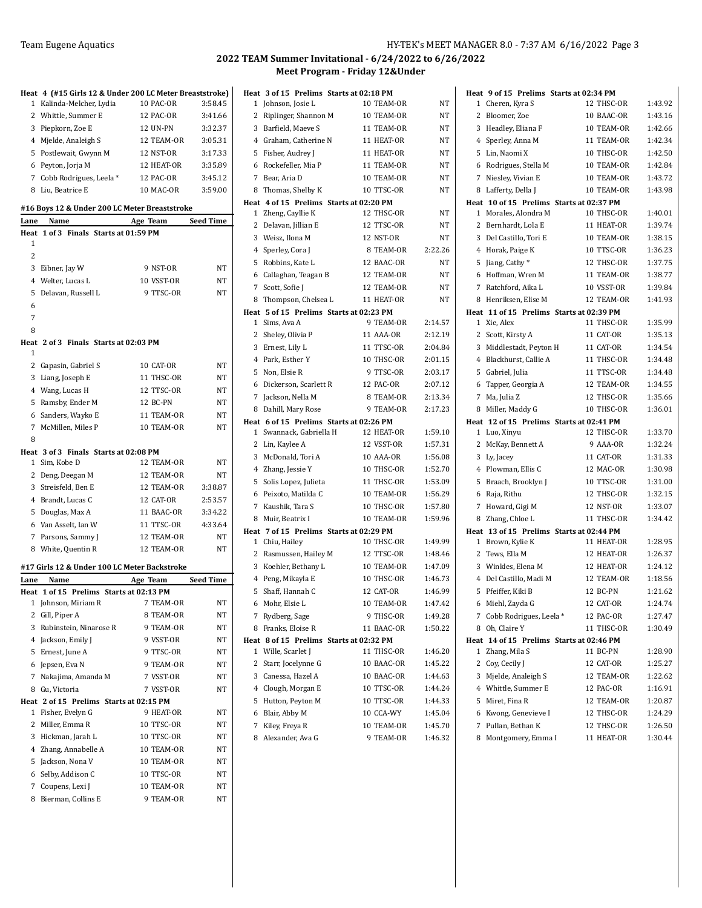## 2022 TEAM Summer Invitational - 6/24/2022 to 6/26/2022

### Meet Program - Friday 12&Under

**Heat 4 (#15 Girls 12 & Under 200 LC Meter Breaststroke)**

| Lane | Name | Age | Team | Seed Time |
|---|---|---|---|---|
| 1 | Kalinda-Melcher, Lydia | 10 | PAC-OR | 3:58.45 |
| 2 | Whittle, Summer E | 12 | PAC-OR | 3:41.66 |
| 3 | Piepkorn, Zoe E | 12 | UN-PN | 3:32.37 |
| 4 | Mjelde, Analeigh S | 12 | TEAM-OR | 3:05.31 |
| 5 | Postlewait, Gwynn M | 12 | NST-OR | 3:17.33 |
| 6 | Peyton, Jorja M | 12 | HEAT-OR | 3:35.89 |
| 7 | Cobb Rodrigues, Leela * | 12 | PAC-OR | 3:45.12 |
| 8 | Liu, Beatrice E | 10 | MAC-OR | 3:59.00 |

#### #16 Boys 12 & Under 200 LC Meter Breaststroke

**Heat 1 of 3 Finals Starts at 01:59 PM**

| Lane | Name | Age | Team | Seed Time |
|---|---|---|---|---|
| 1 | | | | |
| 2 | | | | |
| 3 | Eibner, Jay W | 9 | NST-OR | NT |
| 4 | Welter, Lucas L | 10 | VSST-OR | NT |
| 5 | Delavan, Russell L | 9 | TTSC-OR | NT |
| 6 | | | | |
| 7 | | | | |
| 8 | | | | |

**Heat 2 of 3 Finals Starts at 02:03 PM**

| Lane | Name | Age | Team | Seed Time |
|---|---|---|---|---|
| 1 | | | | |
| 2 | Gapasin, Gabriel S | 10 | CAT-OR | NT |
| 3 | Liang, Joseph E | 11 | THSC-OR | NT |
| 4 | Wang, Lucas H | 12 | TTSC-OR | NT |
| 5 | Ramsby, Ender M | 12 | BC-PN | NT |
| 6 | Sanders, Wayko E | 11 | TEAM-OR | NT |
| 7 | McMillen, Miles P | 10 | TEAM-OR | NT |
| 8 | | | | |

**Heat 3 of 3 Finals Starts at 02:08 PM**

| Lane | Name | Age | Team | Seed Time |
|---|---|---|---|---|
| 1 | Sim, Kobe D | 12 | TEAM-OR | NT |
| 2 | Deng, Deegan M | 12 | TEAM-OR | NT |
| 3 | Streisfeld, Ben E | 12 | TEAM-OR | 3:38.87 |
| 4 | Brandt, Lucas C | 12 | CAT-OR | 2:53.57 |
| 5 | Douglas, Max A | 11 | BAAC-OR | 3:34.22 |
| 6 | Van Asselt, Ian W | 11 | TTSC-OR | 4:33.64 |
| 7 | Parsons, Sammy J | 12 | TEAM-OR | NT |
| 8 | White, Quentin R | 12 | TEAM-OR | NT |

#### #17 Girls 12 & Under 100 LC Meter Backstroke

**Heat 1 of 15 Prelims Starts at 02:13 PM**

| Lane | Name | Age | Team | Seed Time |
|---|---|---|---|---|
| 1 | Johnson, Miriam R | 7 | TEAM-OR | NT |
| 2 | Gill, Piper A | 8 | TEAM-OR | NT |
| 3 | Rubinstein, Ninarose R | 9 | TEAM-OR | NT |
| 4 | Jackson, Emily J | 9 | VSST-OR | NT |
| 5 | Ernest, June A | 9 | TTSC-OR | NT |
| 6 | Jepsen, Eva N | 9 | TEAM-OR | NT |
| 7 | Nakajima, Amanda M | 7 | VSST-OR | NT |
| 8 | Gu, Victoria | 7 | VSST-OR | NT |

**Heat 2 of 15 Prelims Starts at 02:15 PM**

| Lane | Name | Age | Team | Seed Time |
|---|---|---|---|---|
| 1 | Fisher, Evelyn G | 9 | HEAT-OR | NT |
| 2 | Miller, Emma R | 10 | TTSC-OR | NT |
| 3 | Hickman, Jarah L | 10 | TTSC-OR | NT |
| 4 | Zhang, Annabelle A | 10 | TEAM-OR | NT |
| 5 | Jackson, Nona V | 10 | TEAM-OR | NT |
| 6 | Selby, Addison C | 10 | TTSC-OR | NT |
| 7 | Coupens, Lexi J | 10 | TEAM-OR | NT |
| 8 | Bierman, Collins E | 9 | TEAM-OR | NT |

**Heat 3 of 15 Prelims Starts at 02:18 PM**

| Lane | Name | Age | Team | Seed Time |
|---|---|---|---|---|
| 1 | Johnson, Josie L | 10 | TEAM-OR | NT |
| 2 | Riplinger, Shannon M | 10 | TEAM-OR | NT |
| 3 | Barfield, Maeve S | 11 | TEAM-OR | NT |
| 4 | Graham, Catherine N | 11 | HEAT-OR | NT |
| 5 | Fisher, Audrey J | 11 | HEAT-OR | NT |
| 6 | Rockefeller, Mia P | 11 | TEAM-OR | NT |
| 7 | Bear, Aria D | 10 | TEAM-OR | NT |
| 8 | Thomas, Shelby K | 10 | TTSC-OR | NT |

**Heat 4 of 15 Prelims Starts at 02:20 PM**

| Lane | Name | Age | Team | Seed Time |
|---|---|---|---|---|
| 1 | Zheng, Cayllie K | 12 | THSC-OR | NT |
| 2 | Delavan, Jillian E | 12 | TTSC-OR | NT |
| 3 | Weisz, Ilona M | 12 | NST-OR | NT |
| 4 | Sperley, Cora J | 8 | TEAM-OR | 2:22.26 |
| 5 | Robbins, Kate L | 12 | BAAC-OR | NT |
| 6 | Callaghan, Teagan B | 12 | TEAM-OR | NT |
| 7 | Scott, Sofie J | 12 | TEAM-OR | NT |
| 8 | Thompson, Chelsea L | 11 | HEAT-OR | NT |

**Heat 5 of 15 Prelims Starts at 02:23 PM**

| Lane | Name | Age | Team | Seed Time |
|---|---|---|---|---|
| 1 | Sims, Ava A | 9 | TEAM-OR | 2:14.57 |
| 2 | Sheley, Olivia P | 11 | AAA-OR | 2:12.19 |
| 3 | Ernest, Lily L | 11 | TTSC-OR | 2:04.84 |
| 4 | Park, Esther Y | 10 | THSC-OR | 2:01.15 |
| 5 | Non, Elsie R | 9 | TTSC-OR | 2:03.17 |
| 6 | Dickerson, Scarlett R | 12 | PAC-OR | 2:07.12 |
| 7 | Jackson, Nella M | 8 | TEAM-OR | 2:13.34 |
| 8 | Dahill, Mary Rose | 9 | TEAM-OR | 2:17.23 |

**Heat 6 of 15 Prelims Starts at 02:26 PM**

| Lane | Name | Age | Team | Seed Time |
|---|---|---|---|---|
| 1 | Swannack, Gabriella H | 12 | HEAT-OR | 1:59.10 |
| 2 | Lin, Kaylee A | 12 | VSST-OR | 1:57.31 |
| 3 | McDonald, Tori A | 10 | AAA-OR | 1:56.08 |
| 4 | Zhang, Jessie Y | 10 | THSC-OR | 1:52.70 |
| 5 | Solis Lopez, Julieta | 11 | THSC-OR | 1:53.09 |
| 6 | Peixoto, Matilda C | 10 | TEAM-OR | 1:56.29 |
| 7 | Kaushik, Tara S | 10 | THSC-OR | 1:57.80 |
| 8 | Muir, Beatrix I | 10 | TEAM-OR | 1:59.96 |

**Heat 7 of 15 Prelims Starts at 02:29 PM**

| Lane | Name | Age | Team | Seed Time |
|---|---|---|---|---|
| 1 | Chiu, Hailey | 10 | THSC-OR | 1:49.99 |
| 2 | Rasmussen, Hailey M | 12 | TTSC-OR | 1:48.46 |
| 3 | Koehler, Bethany L | 10 | TEAM-OR | 1:47.09 |
| 4 | Peng, Mikayla E | 10 | THSC-OR | 1:46.73 |
| 5 | Shaff, Hannah C | 12 | CAT-OR | 1:46.99 |
| 6 | Mohr, Elsie L | 10 | TEAM-OR | 1:47.42 |
| 7 | Rydberg, Sage | 9 | THSC-OR | 1:49.28 |
| 8 | Franks, Eloise R | 11 | BAAC-OR | 1:50.22 |

**Heat 8 of 15 Prelims Starts at 02:32 PM**

| Lane | Name | Age | Team | Seed Time |
|---|---|---|---|---|
| 1 | Wille, Scarlet J | 11 | THSC-OR | 1:46.20 |
| 2 | Starr, Jocelynne G | 10 | BAAC-OR | 1:45.22 |
| 3 | Canessa, Hazel A | 10 | BAAC-OR | 1:44.63 |
| 4 | Clough, Morgan E | 10 | TTSC-OR | 1:44.24 |
| 5 | Hutton, Peyton M | 10 | TTSC-OR | 1:44.33 |
| 6 | Blair, Abby M | 10 | CCA-WY | 1:45.04 |
| 7 | Kiley, Freya R | 10 | TEAM-OR | 1:45.70 |
| 8 | Alexander, Ava G | 9 | TEAM-OR | 1:46.32 |

**Heat 9 of 15 Prelims Starts at 02:34 PM**

| Lane | Name | Age | Team | Seed Time |
|---|---|---|---|---|
| 1 | Cheren, Kyra S | 12 | THSC-OR | 1:43.92 |
| 2 | Bloomer, Zoe | 10 | BAAC-OR | 1:43.16 |
| 3 | Headley, Eliana F | 10 | TEAM-OR | 1:42.66 |
| 4 | Sperley, Anna M | 11 | TEAM-OR | 1:42.34 |
| 5 | Lin, Naomi X | 10 | THSC-OR | 1:42.50 |
| 6 | Rodrigues, Stella M | 10 | TEAM-OR | 1:42.84 |
| 7 | Niesley, Vivian E | 10 | TEAM-OR | 1:43.72 |
| 8 | Lafferty, Della J | 10 | TEAM-OR | 1:43.98 |

**Heat 10 of 15 Prelims Starts at 02:37 PM**

| Lane | Name | Age | Team | Seed Time |
|---|---|---|---|---|
| 1 | Morales, Alondra M | 10 | THSC-OR | 1:40.01 |
| 2 | Bernhardt, Lola E | 11 | HEAT-OR | 1:39.74 |
| 3 | Del Castillo, Tori E | 10 | TEAM-OR | 1:38.15 |
| 4 | Horak, Paige K | 10 | TTSC-OR | 1:36.23 |
| 5 | Jiang, Cathy * | 12 | THSC-OR | 1:37.75 |
| 6 | Hoffman, Wren M | 11 | TEAM-OR | 1:38.77 |
| 7 | Ratchford, Aika L | 10 | VSST-OR | 1:39.84 |
| 8 | Henriksen, Elise M | 12 | TEAM-OR | 1:41.93 |

**Heat 11 of 15 Prelims Starts at 02:39 PM**

| Lane | Name | Age | Team | Seed Time |
|---|---|---|---|---|
| 1 | Xie, Alex | 11 | THSC-OR | 1:35.99 |
| 2 | Scott, Kirsty A | 11 | CAT-OR | 1:35.13 |
| 3 | Middlestadt, Peyton H | 11 | CAT-OR | 1:34.54 |
| 4 | Blackhurst, Callie A | 11 | THSC-OR | 1:34.48 |
| 5 | Gabriel, Julia | 11 | TTSC-OR | 1:34.48 |
| 6 | Tapper, Georgia A | 12 | TEAM-OR | 1:34.55 |
| 7 | Ma, Julia Z | 12 | THSC-OR | 1:35.66 |
| 8 | Miller, Maddy G | 10 | THSC-OR | 1:36.01 |

**Heat 12 of 15 Prelims Starts at 02:41 PM**

| Lane | Name | Age | Team | Seed Time |
|---|---|---|---|---|
| 1 | Luo, Xinyu | 12 | THSC-OR | 1:33.70 |
| 2 | McKay, Bennett A | 9 | AAA-OR | 1:32.24 |
| 3 | Ly, Jacey | 11 | CAT-OR | 1:31.33 |
| 4 | Plowman, Ellis C | 12 | MAC-OR | 1:30.98 |
| 5 | Braach, Brooklyn J | 10 | TTSC-OR | 1:31.00 |
| 6 | Raja, Rithu | 12 | THSC-OR | 1:32.15 |
| 7 | Howard, Gigi M | 12 | NST-OR | 1:33.07 |
| 8 | Zhang, Chloe L | 11 | THSC-OR | 1:34.42 |

**Heat 13 of 15 Prelims Starts at 02:44 PM**

| Lane | Name | Age | Team | Seed Time |
|---|---|---|---|---|
| 1 | Brown, Kylie K | 11 | HEAT-OR | 1:28.95 |
| 2 | Tews, Ella M | 12 | HEAT-OR | 1:26.37 |
| 3 | Winkles, Elena M | 12 | HEAT-OR | 1:24.12 |
| 4 | Del Castillo, Madi M | 12 | TEAM-OR | 1:18.56 |
| 5 | Pfeiffer, Kiki B | 12 | BC-PN | 1:21.62 |
| 6 | Miehl, Zayda G | 12 | CAT-OR | 1:24.74 |
| 7 | Cobb Rodrigues, Leela * | 12 | PAC-OR | 1:27.47 |
| 8 | Oh, Claire Y | 11 | THSC-OR | 1:30.49 |

**Heat 14 of 15 Prelims Starts at 02:46 PM**

| Lane | Name | Age | Team | Seed Time |
|---|---|---|---|---|
| 1 | Zhang, Mila S | 11 | BC-PN | 1:28.90 |
| 2 | Coy, Cecily J | 12 | CAT-OR | 1:25.27 |
| 3 | Mjelde, Analeigh S | 12 | TEAM-OR | 1:22.62 |
| 4 | Whittle, Summer E | 12 | PAC-OR | 1:16.91 |
| 5 | Miret, Fina R | 12 | TEAM-OR | 1:20.87 |
| 6 | Kwong, Genevieve I | 12 | THSC-OR | 1:24.29 |
| 7 | Pullan, Bethan K | 12 | THSC-OR | 1:26.50 |
| 8 | Montgomery, Emma I | 11 | HEAT-OR | 1:30.44 |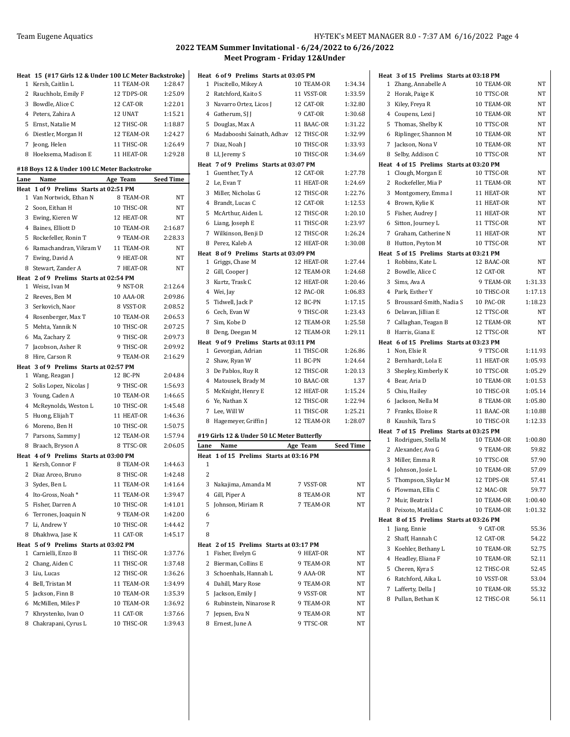## 2022 TEAM Summer Invitational - 6/24/2022 to 6/26/2022
### Meet Program - Friday 12&Under

**Heat 15 (#17 Girls 12 & Under 100 LC Meter Backstroke)**

| Lane | Name | Age | Team | Seed Time |
|---|---|---|---|---|
| 1 | Kersh, Caitlin L | 11 | TEAM-OR | 1:28.47 |
| 2 | Rauchholz, Emily F | 12 | TDPS-OR | 1:25.09 |
| 3 | Bowdle, Alice C | 12 | CAT-OR | 1:22.01 |
| 4 | Peters, Zahira A | 12 | UNAT | 1:15.21 |
| 5 | Ernst, Natalie M | 12 | THSC-OR | 1:18.87 |
| 6 | Diestler, Morgan H | 12 | TEAM-OR | 1:24.27 |
| 7 | Jeong, Helen | 11 | THSC-OR | 1:26.49 |
| 8 | Hoeksema, Madison E | 11 | HEAT-OR | 1:29.28 |

### #18 Boys 12 & Under 100 LC Meter Backstroke

| Lane | Name | Age | Team | Seed Time |
|---|---|---|---|---|
| **Heat 1 of 9 Prelims Starts at 02:51 PM** | | | | |
| 1 | Van Nortwick, Ethan N | 8 | TEAM-OR | NT |
| 2 | Soon, Eithan H | 10 | THSC-OR | NT |
| 3 | Ewing, Kieren W | 12 | HEAT-OR | NT |
| 4 | Baines, Elliott D | 10 | TEAM-OR | 2:16.87 |
| 5 | Rockefeller, Ronin T | 9 | TEAM-OR | 2:28.33 |
| 6 | Ramachandran, Vikram V | 11 | TEAM-OR | NT |
| 7 | Ewing, David A | 9 | HEAT-OR | NT |
| 8 | Stewart, Zander A | 7 | HEAT-OR | NT |
| **Heat 2 of 9 Prelims Starts at 02:54 PM** | | | | |
| 1 | Weisz, Ivan M | 9 | NST-OR | 2:12.64 |
| 2 | Reeves, Ben M | 10 | AAA-OR | 2:09.86 |
| 3 | Serkovich, Naor | 8 | VSST-OR | 2:08.52 |
| 4 | Rosenberger, Max T | 10 | TEAM-OR | 2:06.53 |
| 5 | Mehta, Yannik N | 10 | THSC-OR | 2:07.25 |
| 6 | Ma, Zachary Z | 9 | THSC-OR | 2:09.73 |
| 7 | Jacobson, Asher R | 9 | THSC-OR | 2:09.92 |
| 8 | Hire, Carson R | 9 | TEAM-OR | 2:16.29 |
| **Heat 3 of 9 Prelims Starts at 02:57 PM** | | | | |
| 1 | Wang, Reagan J | 12 | BC-PN | 2:04.84 |
| 2 | Solis Lopez, Nicolas J | 9 | THSC-OR | 1:56.93 |
| 3 | Young, Caden A | 10 | TEAM-OR | 1:46.65 |
| 4 | McReynolds, Weston L | 10 | THSC-OR | 1:45.48 |
| 5 | Huong, Elijah T | 11 | HEAT-OR | 1:46.36 |
| 6 | Moreno, Ben H | 10 | THSC-OR | 1:50.75 |
| 7 | Parsons, Sammy J | 12 | TEAM-OR | 1:57.94 |
| 8 | Braach, Bryson A | 8 | TTSC-OR | 2:06.05 |
| **Heat 4 of 9 Prelims Starts at 03:00 PM** | | | | |
| 1 | Kersh, Connor F | 8 | TEAM-OR | 1:44.63 |
| 2 | Diaz Arceo, Bruno | 8 | THSC-OR | 1:42.48 |
| 3 | Sydes, Ben L | 11 | TEAM-OR | 1:41.64 |
| 4 | Ito-Gross, Noah * | 11 | TEAM-OR | 1:39.47 |
| 5 | Fisher, Darren A | 10 | THSC-OR | 1:41.01 |
| 6 | Terrones, Joaquin N | 9 | TEAM-OR | 1:42.00 |
| 7 | Li, Andrew Y | 10 | THSC-OR | 1:44.42 |
| 8 | Dhakhwa, Jase K | 11 | CAT-OR | 1:45.17 |
| **Heat 5 of 9 Prelims Starts at 03:02 PM** | | | | |
| 1 | Carnielli, Enzo B | 11 | THSC-OR | 1:37.76 |
| 2 | Chang, Aiden C | 11 | THSC-OR | 1:37.48 |
| 3 | Liu, Lucas | 12 | THSC-OR | 1:36.26 |
| 4 | Bell, Tristan M | 11 | TEAM-OR | 1:34.99 |
| 5 | Jackson, Finn B | 10 | TEAM-OR | 1:35.39 |
| 6 | McMillen, Miles P | 10 | TEAM-OR | 1:36.92 |
| 7 | Khrystenko, Ivan O | 11 | CAT-OR | 1:37.66 |
| 8 | Chakrapani, Cyrus L | 10 | THSC-OR | 1:39.43 |
| **Heat 6 of 9 Prelims Starts at 03:05 PM** | | | | |
| 1 | Piscitello, Mikey A | 10 | TEAM-OR | 1:34.34 |
| 2 | Ratchford, Kaito S | 11 | VSST-OR | 1:33.59 |
| 3 | Navarro Ortez, Licos J | 12 | CAT-OR | 1:32.80 |
| 4 | Gatherum, SJ J | 9 | CAT-OR | 1:30.68 |
| 5 | Douglas, Max A | 11 | BAAC-OR | 1:31.22 |
| 6 | Madabooshi Sainath, Adhav | 12 | THSC-OR | 1:32.99 |
| 7 | Diaz, Noah J | 10 | THSC-OR | 1:33.93 |
| 8 | LI, Jeremy S | 10 | THSC-OR | 1:34.69 |
| **Heat 7 of 9 Prelims Starts at 03:07 PM** | | | | |
| 1 | Guenther, Ty A | 12 | CAT-OR | 1:27.78 |
| 2 | Le, Evan T | 11 | HEAT-OR | 1:24.69 |
| 3 | Miller, Nicholas G | 12 | THSC-OR | 1:22.76 |
| 4 | Brandt, Lucas C | 12 | CAT-OR | 1:12.53 |
| 5 | McArthur, Aiden L | 12 | THSC-OR | 1:20.10 |
| 6 | Liang, Joseph E | 11 | THSC-OR | 1:23.97 |
| 7 | Wilkinson, Benji D | 12 | THSC-OR | 1:26.24 |
| 8 | Perez, Kaleb A | 12 | HEAT-OR | 1:30.08 |
| **Heat 8 of 9 Prelims Starts at 03:09 PM** | | | | |
| 1 | Griggs, Chase M | 12 | HEAT-OR | 1:27.44 |
| 2 | Gill, Cooper J | 12 | TEAM-OR | 1:24.68 |
| 3 | Kurtz, Trask C | 12 | HEAT-OR | 1:20.46 |
| 4 | Wei, Jay | 12 | PAC-OR | 1:06.83 |
| 5 | Tidwell, Jack P | 12 | BC-PN | 1:17.15 |
| 6 | Cech, Evan W | 9 | THSC-OR | 1:23.43 |
| 7 | Sim, Kobe D | 12 | TEAM-OR | 1:25.58 |
| 8 | Deng, Deegan M | 12 | TEAM-OR | 1:29.11 |
| **Heat 9 of 9 Prelims Starts at 03:11 PM** | | | | |
| 1 | Gevorgian, Adrian | 11 | THSC-OR | 1:26.86 |
| 2 | Shaw, Ryan W | 11 | BC-PN | 1:24.64 |
| 3 | De Pablos, Ruy R | 12 | THSC-OR | 1:20.13 |
| 4 | Matousek, Brady M | 10 | BAAC-OR | 1.37 |
| 5 | McKnight, Henry E | 12 | HEAT-OR | 1:15.24 |
| 6 | Ye, Nathan X | 12 | THSC-OR | 1:22.94 |
| 7 | Lee, Will W | 11 | THSC-OR | 1:25.21 |
| 8 | Hagemeyer, Griffin J | 12 | TEAM-OR | 1:28.07 |

### #19 Girls 12 & Under 50 LC Meter Butterfly

| Lane | Name | Age | Team | Seed Time |
|---|---|---|---|---|
| **Heat 1 of 15 Prelims Starts at 03:16 PM** | | | | |
| 1 | | | | |
| 2 | | | | |
| 3 | Nakajima, Amanda M | 7 | VSST-OR | NT |
| 4 | Gill, Piper A | 8 | TEAM-OR | NT |
| 5 | Johnson, Miriam R | 7 | TEAM-OR | NT |
| 6 | | | | |
| 7 | | | | |
| 8 | | | | |
| **Heat 2 of 15 Prelims Starts at 03:17 PM** | | | | |
| 1 | Fisher, Evelyn G | 9 | HEAT-OR | NT |
| 2 | Bierman, Collins E | 9 | TEAM-OR | NT |
| 3 | Schoenhals, Hannah L | 9 | AAA-OR | NT |
| 4 | Dahill, Mary Rose | 9 | TEAM-OR | NT |
| 5 | Jackson, Emily J | 9 | VSST-OR | NT |
| 6 | Rubinstein, Ninarose R | 9 | TEAM-OR | NT |
| 7 | Jepsen, Eva N | 9 | TEAM-OR | NT |
| 8 | Ernest, June A | 9 | TTSC-OR | NT |
| **Heat 3 of 15 Prelims Starts at 03:18 PM** | | | | |
| 1 | Zhang, Annabelle A | 10 | TEAM-OR | NT |
| 2 | Horak, Paige K | 10 | TTSC-OR | NT |
| 3 | Kiley, Freya R | 10 | TEAM-OR | NT |
| 4 | Coupens, Lexi J | 10 | TEAM-OR | NT |
| 5 | Thomas, Shelby K | 10 | TTSC-OR | NT |
| 6 | Riplinger, Shannon M | 10 | TEAM-OR | NT |
| 7 | Jackson, Nona V | 10 | TEAM-OR | NT |
| 8 | Selby, Addison C | 10 | TTSC-OR | NT |
| **Heat 4 of 15 Prelims Starts at 03:20 PM** | | | | |
| 1 | Clough, Morgan E | 10 | TTSC-OR | NT |
| 2 | Rockefeller, Mia P | 11 | TEAM-OR | NT |
| 3 | Montgomery, Emma I | 11 | HEAT-OR | NT |
| 4 | Brown, Kylie K | 11 | HEAT-OR | NT |
| 5 | Fisher, Audrey J | 11 | HEAT-OR | NT |
| 6 | Sitton, Journey L | 11 | TTSC-OR | NT |
| 7 | Graham, Catherine N | 11 | HEAT-OR | NT |
| 8 | Hutton, Peyton M | 10 | TTSC-OR | NT |
| **Heat 5 of 15 Prelims Starts at 03:21 PM** | | | | |
| 1 | Robbins, Kate L | 12 | BAAC-OR | NT |
| 2 | Bowdle, Alice C | 12 | CAT-OR | NT |
| 3 | Sims, Ava A | 9 | TEAM-OR | 1:31.33 |
| 4 | Park, Esther Y | 10 | THSC-OR | 1:17.13 |
| 5 | Broussard-Smith, Nadia S | 10 | PAC-OR | 1:18.23 |
| 6 | Delavan, Jillian E | 12 | TTSC-OR | NT |
| 7 | Callaghan, Teagan B | 12 | TEAM-OR | NT |
| 8 | Harris, Giana E | 12 | TTSC-OR | NT |
| **Heat 6 of 15 Prelims Starts at 03:23 PM** | | | | |
| 1 | Non, Elsie R | 9 | TTSC-OR | 1:11.93 |
| 2 | Bernhardt, Lola E | 11 | HEAT-OR | 1:05.93 |
| 3 | Shepley, Kimberly K | 10 | TTSC-OR | 1:05.29 |
| 4 | Bear, Aria D | 10 | TEAM-OR | 1:01.53 |
| 5 | Chiu, Hailey | 10 | THSC-OR | 1:05.14 |
| 6 | Jackson, Nella M | 8 | TEAM-OR | 1:05.80 |
| 7 | Franks, Eloise R | 11 | BAAC-OR | 1:10.88 |
| 8 | Kaushik, Tara S | 10 | THSC-OR | 1:12.33 |
| **Heat 7 of 15 Prelims Starts at 03:25 PM** | | | | |
| 1 | Rodrigues, Stella M | 10 | TEAM-OR | 1:00.80 |
| 2 | Alexander, Ava G | 9 | TEAM-OR | 59.82 |
| 3 | Miller, Emma R | 10 | TTSC-OR | 57.90 |
| 4 | Johnson, Josie L | 10 | TEAM-OR | 57.09 |
| 5 | Thompson, Skylar M | 12 | TDPS-OR | 57.41 |
| 6 | Plowman, Ellis C | 12 | MAC-OR | 59.77 |
| 7 | Muir, Beatrix I | 10 | TEAM-OR | 1:00.40 |
| 8 | Peixoto, Matilda C | 10 | TEAM-OR | 1:01.32 |
| **Heat 8 of 15 Prelims Starts at 03:26 PM** | | | | |
| 1 | Jiang, Ennie | 9 | CAT-OR | 55.36 |
| 2 | Shaff, Hannah C | 12 | CAT-OR | 54.22 |
| 3 | Koehler, Bethany L | 10 | TEAM-OR | 52.75 |
| 4 | Headley, Eliana F | 10 | TEAM-OR | 52.11 |
| 5 | Cheren, Kyra S | 12 | THSC-OR | 52.45 |
| 6 | Ratchford, Aika L | 10 | VSST-OR | 53.04 |
| 7 | Lafferty, Della J | 10 | TEAM-OR | 55.32 |
| 8 | Pullan, Bethan K | 12 | THSC-OR | 56.11 |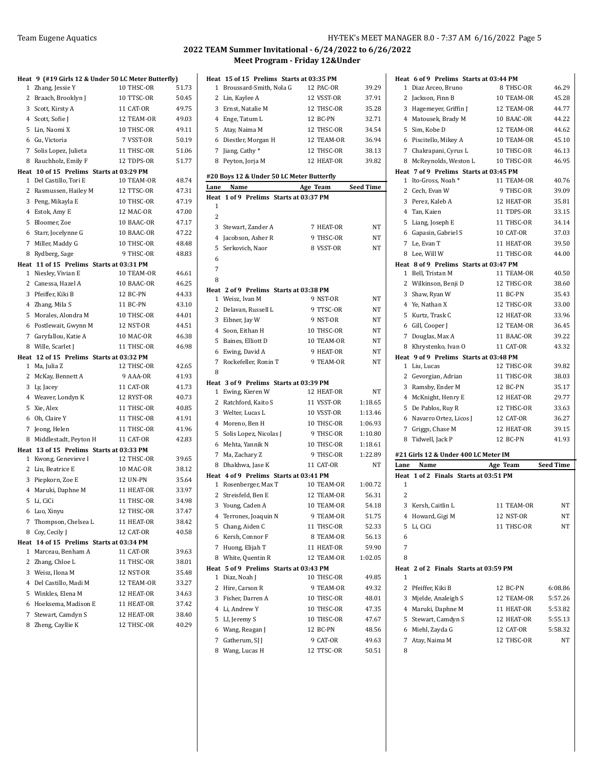## 2022 TEAM Summer Invitational - 6/24/2022 to 6/26/2022
## Meet Program - Friday 12&Under

**Heat 9 (#19 Girls 12 & Under 50 LC Meter Butterfly)**

| Lane | Name | Age | Team | Seed Time |
|---|---|---|---|---|
| 1 | Zhang, Jessie Y | 10 | THSC-OR | 51.73 |
| 2 | Braach, Brooklyn J | 10 | TTSC-OR | 50.45 |
| 3 | Scott, Kirsty A | 11 | CAT-OR | 49.75 |
| 4 | Scott, Sofie J | 12 | TEAM-OR | 49.03 |
| 5 | Lin, Naomi X | 10 | THSC-OR | 49.11 |
| 6 | Gu, Victoria | 7 | VSST-OR | 50.19 |
| 7 | Solis Lopez, Julieta | 11 | THSC-OR | 51.06 |
| 8 | Rauchholz, Emily F | 12 | TDPS-OR | 51.77 |

**Heat 10 of 15 Prelims Starts at 03:29 PM**

| Lane | Name | Age | Team | Seed Time |
|---|---|---|---|---|
| 1 | Del Castillo, Tori E | 10 | TEAM-OR | 48.74 |
| 2 | Rasmussen, Hailey M | 12 | TTSC-OR | 47.31 |
| 3 | Peng, Mikayla E | 10 | THSC-OR | 47.19 |
| 4 | Estok, Amy E | 12 | MAC-OR | 47.00 |
| 5 | Bloomer, Zoe | 10 | BAAC-OR | 47.17 |
| 6 | Starr, Jocelynne G | 10 | BAAC-OR | 47.22 |
| 7 | Miller, Maddy G | 10 | THSC-OR | 48.48 |
| 8 | Rydberg, Sage | 9 | THSC-OR | 48.83 |

**Heat 11 of 15 Prelims Starts at 03:31 PM**

| Lane | Name | Age | Team | Seed Time |
|---|---|---|---|---|
| 1 | Niesley, Vivian E | 10 | TEAM-OR | 46.61 |
| 2 | Canessa, Hazel A | 10 | BAAC-OR | 46.25 |
| 3 | Pfeiffer, Kiki B | 12 | BC-PN | 44.33 |
| 4 | Zhang, Mila S | 11 | BC-PN | 43.10 |
| 5 | Morales, Alondra M | 10 | THSC-OR | 44.01 |
| 6 | Postlewait, Gwynn M | 12 | NST-OR | 44.51 |
| 7 | Garyfallou, Katie A | 10 | MAC-OR | 46.38 |
| 8 | Wille, Scarlet J | 11 | THSC-OR | 46.98 |

**Heat 12 of 15 Prelims Starts at 03:32 PM**

| Lane | Name | Age | Team | Seed Time |
|---|---|---|---|---|
| 1 | Ma, Julia Z | 12 | THSC-OR | 42.65 |
| 2 | McKay, Bennett A | 9 | AAA-OR | 41.93 |
| 3 | Ly, Jacey | 11 | CAT-OR | 41.73 |
| 4 | Weaver, Londyn K | 12 | RYST-OR | 40.73 |
| 5 | Xie, Alex | 11 | THSC-OR | 40.85 |
| 6 | Oh, Claire Y | 11 | THSC-OR | 41.91 |
| 7 | Jeong, Helen | 11 | THSC-OR | 41.96 |
| 8 | Middlestadt, Peyton H | 11 | CAT-OR | 42.83 |

**Heat 13 of 15 Prelims Starts at 03:33 PM**

| Lane | Name | Age | Team | Seed Time |
|---|---|---|---|---|
| 1 | Kwong, Genevieve I | 12 | THSC-OR | 39.65 |
| 2 | Liu, Beatrice E | 10 | MAC-OR | 38.12 |
| 3 | Piepkorn, Zoe E | 12 | UN-PN | 35.64 |
| 4 | Maruki, Daphne M | 11 | HEAT-OR | 33.97 |
| 5 | Li, CiCi | 11 | THSC-OR | 34.98 |
| 6 | Luo, Xinyu | 12 | THSC-OR | 37.47 |
| 7 | Thompson, Chelsea L | 11 | HEAT-OR | 38.42 |
| 8 | Coy, Cecily J | 12 | CAT-OR | 40.58 |

**Heat 14 of 15 Prelims Starts at 03:34 PM**

| Lane | Name | Age | Team | Seed Time |
|---|---|---|---|---|
| 1 | Marceau, Benham A | 11 | CAT-OR | 39.63 |
| 2 | Zhang, Chloe L | 11 | THSC-OR | 38.01 |
| 3 | Weisz, Ilona M | 12 | NST-OR | 35.48 |
| 4 | Del Castillo, Madi M | 12 | TEAM-OR | 33.27 |
| 5 | Winkles, Elena M | 12 | HEAT-OR | 34.63 |
| 6 | Hoeksema, Madison E | 11 | HEAT-OR | 37.42 |
| 7 | Stewart, Camdyn S | 12 | HEAT-OR | 38.40 |
| 8 | Zheng, Cayllie K | 12 | THSC-OR | 40.29 |

**Heat 15 of 15 Prelims Starts at 03:35 PM**

| Lane | Name | Age | Team | Seed Time |
|---|---|---|---|---|
| 1 | Broussard-Smith, Nola G | 12 | PAC-OR | 39.29 |
| 2 | Lin, Kaylee A | 12 | VSST-OR | 37.91 |
| 3 | Ernst, Natalie M | 12 | THSC-OR | 35.28 |
| 4 | Enge, Tatum L | 12 | BC-PN | 32.71 |
| 5 | Atay, Naima M | 12 | THSC-OR | 34.54 |
| 6 | Diestler, Morgan H | 12 | TEAM-OR | 36.94 |
| 7 | Jiang, Cathy * | 12 | THSC-OR | 38.13 |
| 8 | Peyton, Jorja M | 12 | HEAT-OR | 39.82 |

### #20 Boys 12 & Under 50 LC Meter Butterfly

**Heat 1 of 9 Prelims Starts at 03:37 PM**

| Lane | Name | Age | Team | Seed Time |
|---|---|---|---|---|
| 1 | | | | |
| 2 | | | | |
| 3 | Stewart, Zander A | 7 | HEAT-OR | NT |
| 4 | Jacobson, Asher R | 9 | THSC-OR | NT |
| 5 | Serkovich, Naor | 8 | VSST-OR | NT |
| 6 | | | | |
| 7 | | | | |
| 8 | | | | |

**Heat 2 of 9 Prelims Starts at 03:38 PM**

| Lane | Name | Age | Team | Seed Time |
|---|---|---|---|---|
| 1 | Weisz, Ivan M | 9 | NST-OR | NT |
| 2 | Delavan, Russell L | 9 | TTSC-OR | NT |
| 3 | Eibner, Jay W | 9 | NST-OR | NT |
| 4 | Soon, Eithan H | 10 | THSC-OR | NT |
| 5 | Baines, Elliott D | 10 | TEAM-OR | NT |
| 6 | Ewing, David A | 9 | HEAT-OR | NT |
| 7 | Rockefeller, Ronin T | 9 | TEAM-OR | NT |
| 8 | | | | |

**Heat 3 of 9 Prelims Starts at 03:39 PM**

| Lane | Name | Age | Team | Seed Time |
|---|---|---|---|---|
| 1 | Ewing, Kieren W | 12 | HEAT-OR | NT |
| 2 | Ratchford, Kaito S | 11 | VSST-OR | 1:18.65 |
| 3 | Welter, Lucas L | 10 | VSST-OR | 1:13.46 |
| 4 | Moreno, Ben H | 10 | THSC-OR | 1:06.93 |
| 5 | Solis Lopez, Nicolas J | 9 | THSC-OR | 1:10.80 |
| 6 | Mehta, Yannik N | 10 | THSC-OR | 1:18.61 |
| 7 | Ma, Zachary Z | 9 | THSC-OR | 1:22.89 |
| 8 | Dhakhwa, Jase K | 11 | CAT-OR | NT |

**Heat 4 of 9 Prelims Starts at 03:41 PM**

| Lane | Name | Age | Team | Seed Time |
|---|---|---|---|---|
| 1 | Rosenberger, Max T | 10 | TEAM-OR | 1:00.72 |
| 2 | Streisfeld, Ben E | 12 | TEAM-OR | 56.31 |
| 3 | Young, Caden A | 10 | TEAM-OR | 54.18 |
| 4 | Terrones, Joaquin N | 9 | TEAM-OR | 51.75 |
| 5 | Chang, Aiden C | 11 | THSC-OR | 52.33 |
| 6 | Kersh, Connor F | 8 | TEAM-OR | 56.13 |
| 7 | Huong, Elijah T | 11 | HEAT-OR | 59.90 |
| 8 | White, Quentin R | 12 | TEAM-OR | 1:02.05 |

**Heat 5 of 9 Prelims Starts at 03:43 PM**

| Lane | Name | Age | Team | Seed Time |
|---|---|---|---|---|
| 1 | Diaz, Noah J | 10 | THSC-OR | 49.85 |
| 2 | Hire, Carson R | 9 | TEAM-OR | 49.32 |
| 3 | Fisher, Darren A | 10 | THSC-OR | 48.01 |
| 4 | Li, Andrew Y | 10 | THSC-OR | 47.35 |
| 5 | LI, Jeremy S | 10 | THSC-OR | 47.67 |
| 6 | Wang, Reagan J | 12 | BC-PN | 48.56 |
| 7 | Gatherum, SJ J | 9 | CAT-OR | 49.63 |
| 8 | Wang, Lucas H | 12 | TTSC-OR | 50.51 |

**Heat 6 of 9 Prelims Starts at 03:44 PM**

| Lane | Name | Age | Team | Seed Time |
|---|---|---|---|---|
| 1 | Diaz Arceo, Bruno | 8 | THSC-OR | 46.29 |
| 2 | Jackson, Finn B | 10 | TEAM-OR | 45.28 |
| 3 | Hagemeyer, Griffin J | 12 | TEAM-OR | 44.77 |
| 4 | Matousek, Brady M | 10 | BAAC-OR | 44.22 |
| 5 | Sim, Kobe D | 12 | TEAM-OR | 44.62 |
| 6 | Piscitello, Mikey A | 10 | TEAM-OR | 45.10 |
| 7 | Chakrapani, Cyrus L | 10 | THSC-OR | 46.13 |
| 8 | McReynolds, Weston L | 10 | THSC-OR | 46.95 |

**Heat 7 of 9 Prelims Starts at 03:45 PM**

| Lane | Name | Age | Team | Seed Time |
|---|---|---|---|---|
| 1 | Ito-Gross, Noah * | 11 | TEAM-OR | 40.76 |
| 2 | Cech, Evan W | 9 | THSC-OR | 39.09 |
| 3 | Perez, Kaleb A | 12 | HEAT-OR | 35.81 |
| 4 | Tan, Kaien | 11 | TDPS-OR | 33.15 |
| 5 | Liang, Joseph E | 11 | THSC-OR | 34.14 |
| 6 | Gapasin, Gabriel S | 10 | CAT-OR | 37.03 |
| 7 | Le, Evan T | 11 | HEAT-OR | 39.50 |
| 8 | Lee, Will W | 11 | THSC-OR | 44.00 |

**Heat 8 of 9 Prelims Starts at 03:47 PM**

| Lane | Name | Age | Team | Seed Time |
|---|---|---|---|---|
| 1 | Bell, Tristan M | 11 | TEAM-OR | 40.50 |
| 2 | Wilkinson, Benji D | 12 | THSC-OR | 38.60 |
| 3 | Shaw, Ryan W | 11 | BC-PN | 35.43 |
| 4 | Ye, Nathan X | 12 | THSC-OR | 33.00 |
| 5 | Kurtz, Trask C | 12 | HEAT-OR | 33.96 |
| 6 | Gill, Cooper J | 12 | TEAM-OR | 36.45 |
| 7 | Douglas, Max A | 11 | BAAC-OR | 39.22 |
| 8 | Khrystenko, Ivan O | 11 | CAT-OR | 43.32 |

**Heat 9 of 9 Prelims Starts at 03:48 PM**

| Lane | Name | Age | Team | Seed Time |
|---|---|---|---|---|
| 1 | Liu, Lucas | 12 | THSC-OR | 39.82 |
| 2 | Gevorgian, Adrian | 11 | THSC-OR | 38.03 |
| 3 | Ramsby, Ender M | 12 | BC-PN | 35.17 |
| 4 | McKnight, Henry E | 12 | HEAT-OR | 29.77 |
| 5 | De Pablos, Ruy R | 12 | THSC-OR | 33.63 |
| 6 | Navarro Ortez, Licos J | 12 | CAT-OR | 36.27 |
| 7 | Griggs, Chase M | 12 | HEAT-OR | 39.15 |
| 8 | Tidwell, Jack P | 12 | BC-PN | 41.93 |

### #21 Girls 12 & Under 400 LC Meter IM

**Heat 1 of 2 Finals Starts at 03:51 PM**

| Lane | Name | Age | Team | Seed Time |
|---|---|---|---|---|
| 1 | | | | |
| 2 | | | | |
| 3 | Kersh, Caitlin L | 11 | TEAM-OR | NT |
| 4 | Howard, Gigi M | 12 | NST-OR | NT |
| 5 | Li, CiCi | 11 | THSC-OR | NT |
| 6 | | | | |
| 7 | | | | |
| 8 | | | | |

**Heat 2 of 2 Finals Starts at 03:59 PM**

| Lane | Name | Age | Team | Seed Time |
|---|---|---|---|---|
| 1 | | | | |
| 2 | Pfeiffer, Kiki B | 12 | BC-PN | 6:08.86 |
| 3 | Mjelde, Analeigh S | 12 | TEAM-OR | 5:57.26 |
| 4 | Maruki, Daphne M | 11 | HEAT-OR | 5:53.82 |
| 5 | Stewart, Camdyn S | 12 | HEAT-OR | 5:55.13 |
| 6 | Miehl, Zayda G | 12 | CAT-OR | 5:58.32 |
| 7 | Atay, Naima M | 12 | THSC-OR | NT |
| 8 | | | | |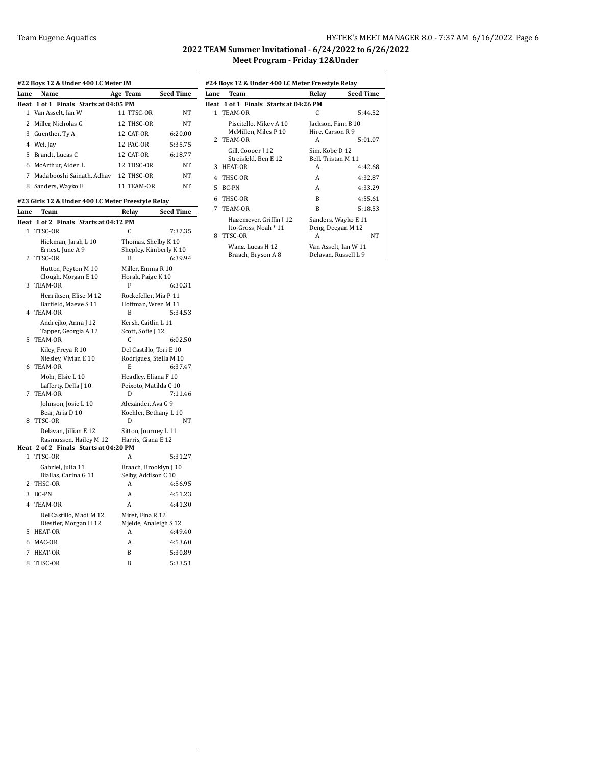## 2022 TEAM Summer Invitational - 6/24/2022 to 6/26/2022
### Meet Program - Friday 12&Under

#### #22 Boys 12 & Under 400 LC Meter IM

| Lane | Name | Age | Team | Seed Time |
|---|---|---|---|---|
| **Heat 1 of 1 Finals Starts at 04:05 PM** | | | | |
| 1 | Van Asselt, Ian W | 11 | TTSC-OR | NT |
| 2 | Miller, Nicholas G | 12 | THSC-OR | NT |
| 3 | Guenther, Ty A | 12 | CAT-OR | 6:20.00 |
| 4 | Wei, Jay | 12 | PAC-OR | 5:35.75 |
| 5 | Brandt, Lucas C | 12 | CAT-OR | 6:18.77 |
| 6 | McArthur, Aiden L | 12 | THSC-OR | NT |
| 7 | Madabooshi Sainath, Adhav | 12 | THSC-OR | NT |
| 8 | Sanders, Wayko E | 11 | TEAM-OR | NT |

#### #23 Girls 12 & Under 400 LC Meter Freestyle Relay

| Lane | Team | Relay | Seed Time |
|---|---|---|---|
| **Heat 1 of 2 Finals Starts at 04:12 PM** | | | |
| 1 | TTSC-OR | C | 7:37.35 |
| | Hickman, Jarah L 10; Thomas, Shelby K 10; Ernest, June A 9; Shepley, Kimberly K 10 | | |
| 2 | TTSC-OR | B | 6:39.94 |
| | Hutton, Peyton M 10; Miller, Emma R 10; Clough, Morgan E 10; Horak, Paige K 10 | | |
| 3 | TEAM-OR | F | 6:30.31 |
| | Henriksen, Elise M 12; Rockefeller, Mia P 11; Barfield, Maeve S 11; Hoffman, Wren M 11 | | |
| 4 | TEAM-OR | B | 5:34.53 |
| | Andrejko, Anna J 12; Kersh, Caitlin L 11; Tapper, Georgia A 12; Scott, Sofie J 12 | | |
| 5 | TEAM-OR | C | 6:02.50 |
| | Kiley, Freya R 10; Del Castillo, Tori E 10; Niesley, Vivian E 10; Rodrigues, Stella M 10 | | |
| 6 | TEAM-OR | E | 6:37.47 |
| | Mohr, Elsie L 10; Headley, Eliana F 10; Lafferty, Della J 10; Peixoto, Matilda C 10 | | |
| 7 | TEAM-OR | D | 7:11.46 |
| | Johnson, Josie L 10; Alexander, Ava G 9; Bear, Aria D 10; Koehler, Bethany L 10 | | |
| 8 | TTSC-OR | D | NT |
| | Delavan, Jillian E 12; Sitton, Journey L 11; Rasmussen, Hailey M 12; Harris, Giana E 12 | | |
| **Heat 2 of 2 Finals Starts at 04:20 PM** | | | |
| 1 | TTSC-OR | A | 5:31.27 |
| | Gabriel, Julia 11; Braach, Brooklyn J 10; Biallas, Carina G 11; Selby, Addison C 10 | | |
| 2 | THSC-OR | A | 4:56.95 |
| 3 | BC-PN | A | 4:51.23 |
| 4 | TEAM-OR | A | 4:41.30 |
| | Del Castillo, Madi M 12; Miret, Fina R 12; Diestler, Morgan H 12; Mjelde, Analeigh S 12 | | |
| 5 | HEAT-OR | A | 4:49.40 |
| 6 | MAC-OR | A | 4:53.60 |
| 7 | HEAT-OR | B | 5:30.89 |
| 8 | THSC-OR | B | 5:33.51 |

#### #24 Boys 12 & Under 400 LC Meter Freestyle Relay

| Lane | Team | Relay | Seed Time |
|---|---|---|---|
| **Heat 1 of 1 Finals Starts at 04:26 PM** | | | |
| 1 | TEAM-OR | C | 5:44.52 |
| | Piscitello, Mikey A 10; Jackson, Finn B 10; McMillen, Miles P 10; Hire, Carson R 9 | | |
| 2 | TEAM-OR | A | 5:01.07 |
| | Gill, Cooper J 12; Sim, Kobe D 12; Streisfeld, Ben E 12; Bell, Tristan M 11 | | |
| 3 | HEAT-OR | A | 4:42.68 |
| 4 | THSC-OR | A | 4:32.87 |
| 5 | BC-PN | A | 4:33.29 |
| 6 | THSC-OR | B | 4:55.61 |
| 7 | TEAM-OR | B | 5:18.53 |
| | Hagemeyer, Griffin J 12; Sanders, Wayko E 11; Ito-Gross, Noah * 11; Deng, Deegan M 12 | | |
| 8 | TTSC-OR | A | NT |
| | Wang, Lucas H 12; Van Asselt, Ian W 11; Braach, Bryson A 8; Delavan, Russell L 9 | | |